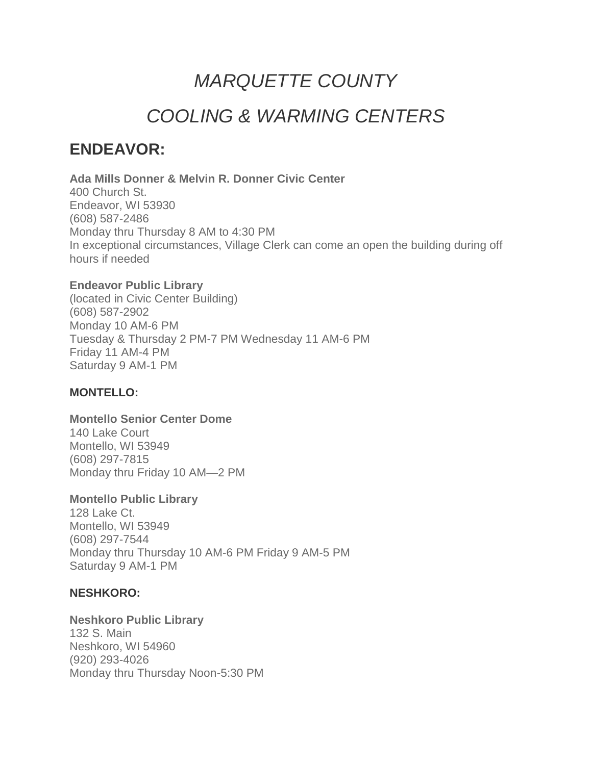# *MARQUETTE COUNTY*

# *COOLING & WARMING CENTERS*

## ENDEAVOR:

**Ada Mills Donner & Melvin R. Donner Civic Center**
400 Church St.
Endeavor, WI 53930
(608) 587-2486
Monday thru Thursday 8 AM to 4:30 PM
In exceptional circumstances, Village Clerk can come an open the building during off hours if needed

**Endeavor Public Library**
(located in Civic Center Building)
(608) 587-2902
Monday 10 AM-6 PM
Tuesday & Thursday 2 PM-7 PM Wednesday 11 AM-6 PM
Friday 11 AM-4 PM
Saturday 9 AM-1 PM

### MONTELLO:

**Montello Senior Center Dome**
140 Lake Court
Montello, WI 53949
(608) 297-7815
Monday thru Friday 10 AM—2 PM

**Montello Public Library**
128 Lake Ct.
Montello, WI 53949
(608) 297-7544
Monday thru Thursday 10 AM-6 PM Friday 9 AM-5 PM
Saturday 9 AM-1 PM

### NESHKORO:

**Neshkoro Public Library**
132 S. Main
Neshkoro, WI 54960
(920) 293-4026
Monday thru Thursday Noon-5:30 PM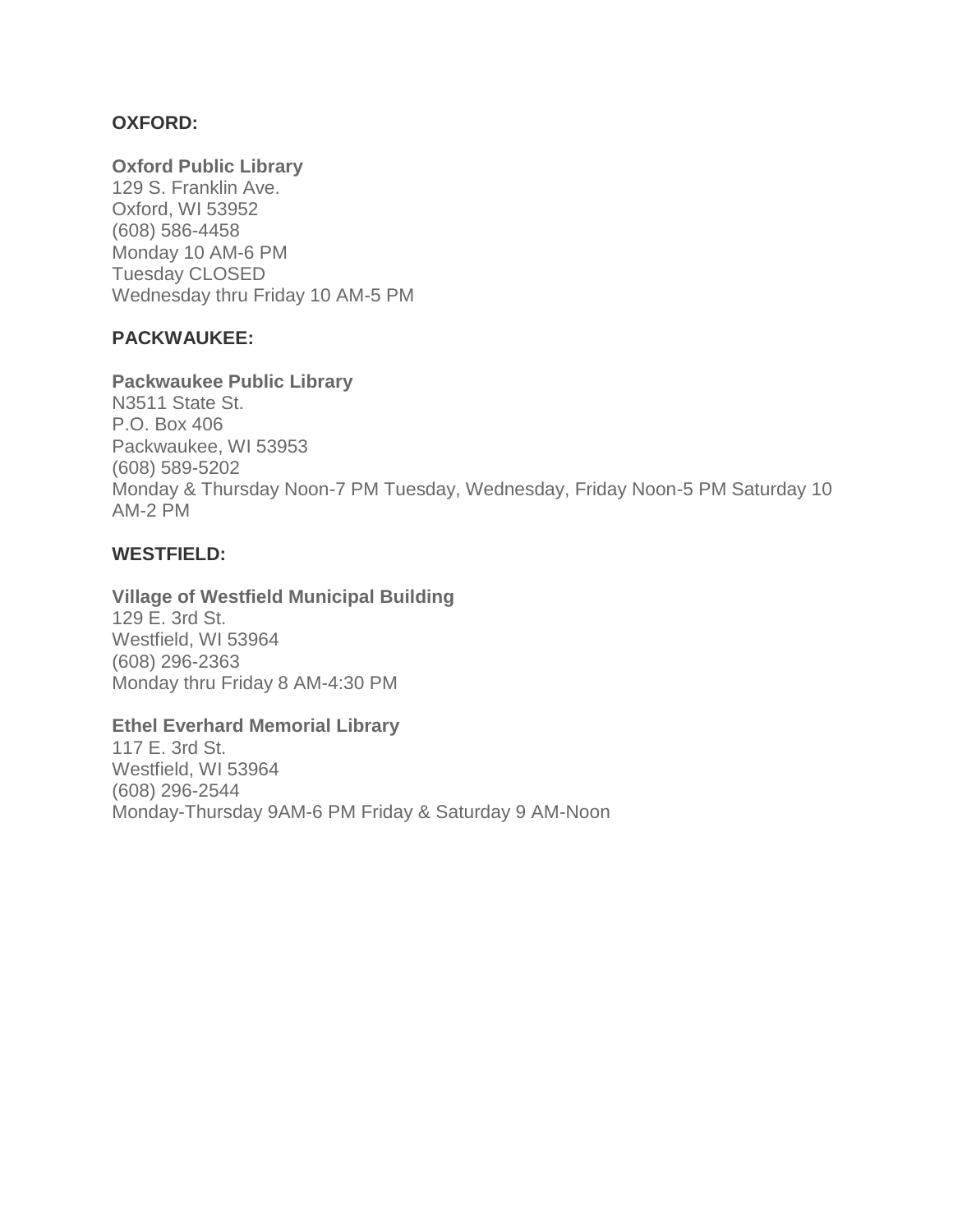**OXFORD:**

**Oxford Public Library**
129 S. Franklin Ave.
Oxford, WI 53952
(608) 586-4458
Monday 10 AM-6 PM
Tuesday CLOSED
Wednesday thru Friday 10 AM-5 PM

**PACKWAUKEE:**

**Packwaukee Public Library**
N3511 State St.
P.O. Box 406
Packwaukee, WI 53953
(608) 589-5202
Monday & Thursday Noon-7 PM Tuesday, Wednesday, Friday Noon-5 PM Saturday 10 AM-2 PM

**WESTFIELD:**

**Village of Westfield Municipal Building**
129 E. 3rd St.
Westfield, WI 53964
(608) 296-2363
Monday thru Friday 8 AM-4:30 PM

**Ethel Everhard Memorial Library**
117 E. 3rd St.
Westfield, WI 53964
(608) 296-2544
Monday-Thursday 9AM-6 PM Friday & Saturday 9 AM-Noon